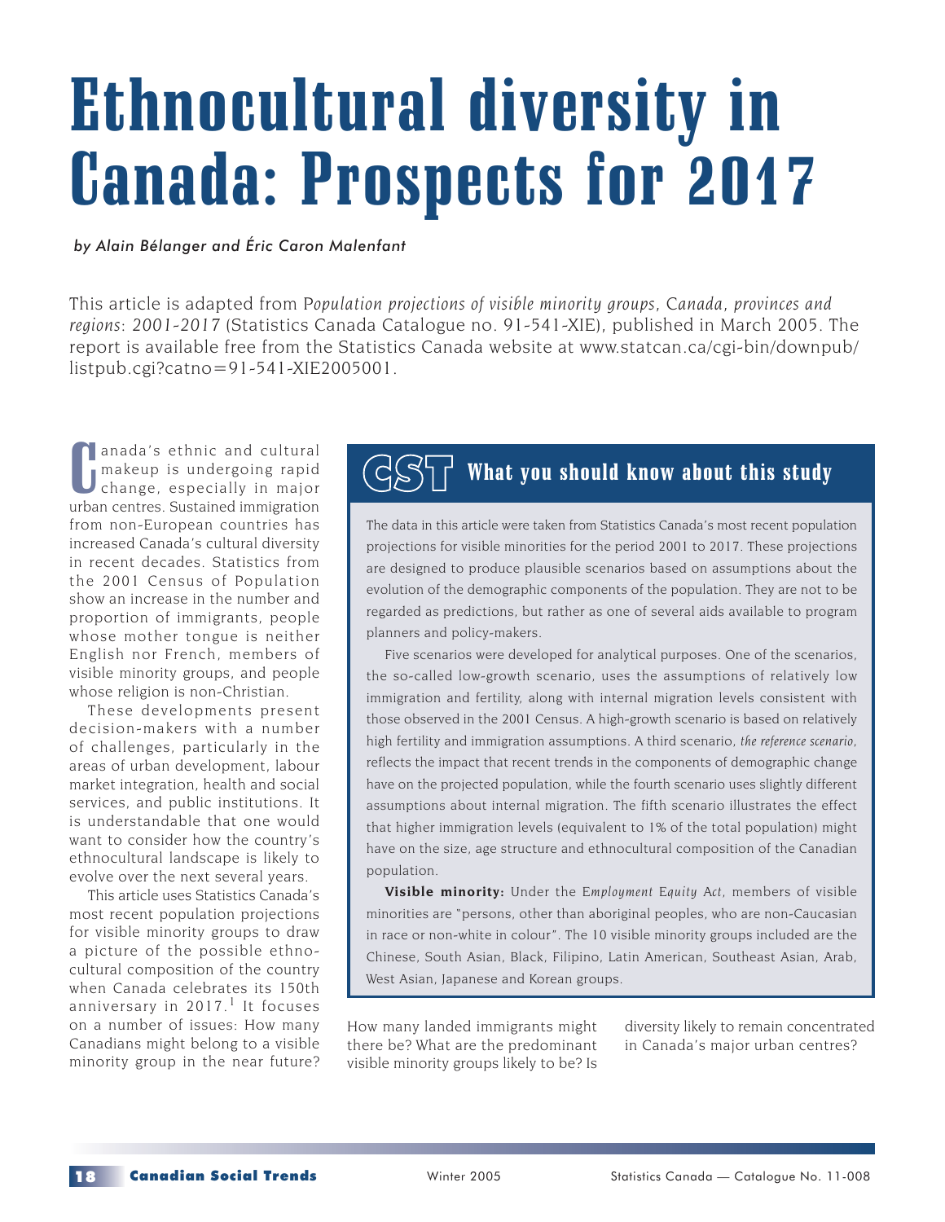# Ethnocultural diversity in Canada: Prospects for 2017

*by Alain Bélanger and Éric Caron Malenfant*

This article is adapted from *Population projections of visible minority groups, Canada, provinces and regions: 2001-2017* (Statistics Canada Catalogue no. 91-541-XIE), published in March 2005. The report is available free from the Statistics Canada website at www.statcan.ca/cgi-bin/downpub/listpub.cgi?catno=91-541-XIE2005001.

Canada's ethnic and cultural makeup is undergoing rapid change, especially in major urban centres. Sustained immigration from non-European countries has increased Canada's cultural diversity in recent decades. Statistics from the 2001 Census of Population show an increase in the number and proportion of immigrants, people whose mother tongue is neither English nor French, members of visible minority groups, and people whose religion is non-Christian.

These developments present decision-makers with a number of challenges, particularly in the areas of urban development, labour market integration, health and social services, and public institutions. It is understandable that one would want to consider how the country's ethnocultural landscape is likely to evolve over the next several years.

This article uses Statistics Canada's most recent population projections for visible minority groups to draw a picture of the possible ethnocultural composition of the country when Canada celebrates its 150th anniversary in 2017.[1] It focuses on a number of issues: How many Canadians might belong to a visible minority group in the near future? How many landed immigrants might there be? What are the predominant visible minority groups likely to be? Is diversity likely to remain concentrated in Canada's major urban centres?

## What you should know about this study

The data in this article were taken from Statistics Canada's most recent population projections for visible minorities for the period 2001 to 2017. These projections are designed to produce plausible scenarios based on assumptions about the evolution of the demographic components of the population. They are not to be regarded as predictions, but rather as one of several aids available to program planners and policy-makers.

Five scenarios were developed for analytical purposes. One of the scenarios, the so-called low-growth scenario, uses the assumptions of relatively low immigration and fertility, along with internal migration levels consistent with those observed in the 2001 Census. A high-growth scenario is based on relatively high fertility and immigration assumptions. A third scenario, *the reference scenario*, reflects the impact that recent trends in the components of demographic change have on the projected population, while the fourth scenario uses slightly different assumptions about internal migration. The fifth scenario illustrates the effect that higher immigration levels (equivalent to 1% of the total population) might have on the size, age structure and ethnocultural composition of the Canadian population.

**Visible minority:** Under the *Employment Equity Act*, members of visible minorities are "persons, other than aboriginal peoples, who are non-Caucasian in race or non-white in colour". The 10 visible minority groups included are the Chinese, South Asian, Black, Filipino, Latin American, Southeast Asian, Arab, West Asian, Japanese and Korean groups.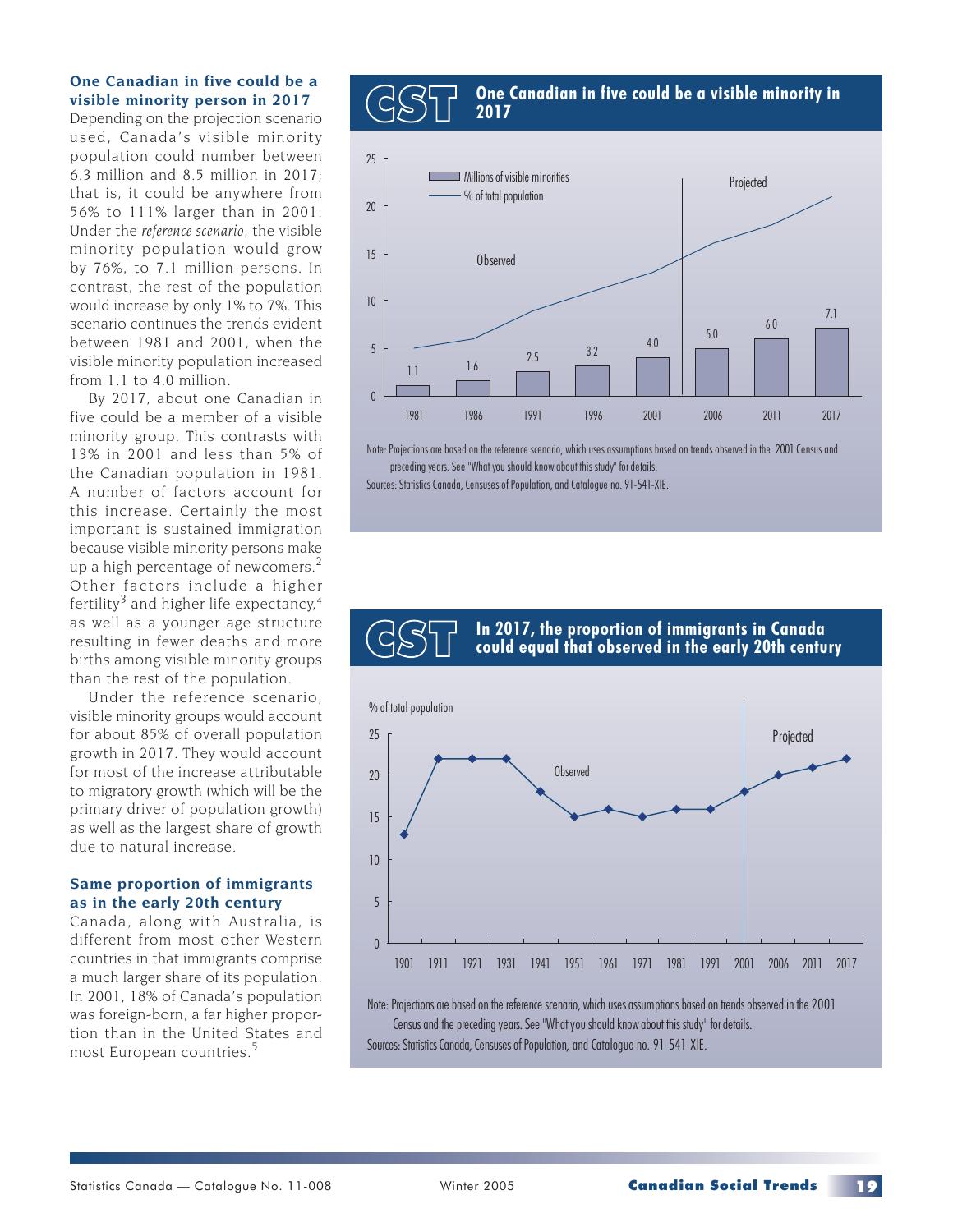### One Canadian in five could be a visible minority person in 2017

Depending on the projection scenario used, Canada's visible minority population could number between 6.3 million and 8.5 million in 2017; that is, it could be anywhere from 56% to 111% larger than in 2001. Under the *reference scenario*, the visible minority population would grow by 76%, to 7.1 million persons. In contrast, the rest of the population would increase by only 1% to 7%. This scenario continues the trends evident between 1981 and 2001, when the visible minority population increased from 1.1 to 4.0 million.

By 2017, about one Canadian in five could be a member of a visible minority group. This contrasts with 13% in 2001 and less than 5% of the Canadian population in 1981. A number of factors account for this increase. Certainly the most important is sustained immigration because visible minority persons make up a high percentage of newcomers.[2] Other factors include a higher fertility[3] and higher life expectancy,[4] as well as a younger age structure resulting in fewer deaths and more births among visible minority groups than the rest of the population.

Under the reference scenario, visible minority groups would account for about 85% of overall population growth in 2017. They would account for most of the increase attributable to migratory growth (which will be the primary driver of population growth) as well as the largest share of growth due to natural increase.

### Same proportion of immigrants as in the early 20th century

Canada, along with Australia, is different from most other Western countries in that immigrants comprise a much larger share of its population. In 2001, 18% of Canada's population was foreign-born, a far higher proportion than in the United States and most European countries.[5]

**CST One Canadian in five could be a visible minority in 2017**

Millions of visible minorities
% of total population
Observed
Projected
25
20
15
10
5
0
1.1
1.6
2.5
3.2
4.0
5.0
6.0
7.1
1981 1986 1991 1996 2001 2006 2011 2017

Note: Projections are based on the reference scenario, which uses assumptions based on trends observed in the 2001 Census and preceding years. See "What you should know about this study" for details.
Sources: Statistics Canada, Censuses of Population, and Catalogue no. 91-541-XIE.

**CST In 2017, the proportion of immigrants in Canada could equal that observed in the early 20th century**

% of total population
Observed
Projected
25
20
15
10
5
0
1901 1911 1921 1931 1941 1951 1961 1971 1981 1991 2001 2006 2011 2017

Note: Projections are based on the reference scenario, which uses assumptions based on trends observed in the 2001 Census and the preceding years. See "What you should know about this study" for details.
Sources: Statistics Canada, Censuses of Population, and Catalogue no. 91-541-XIE.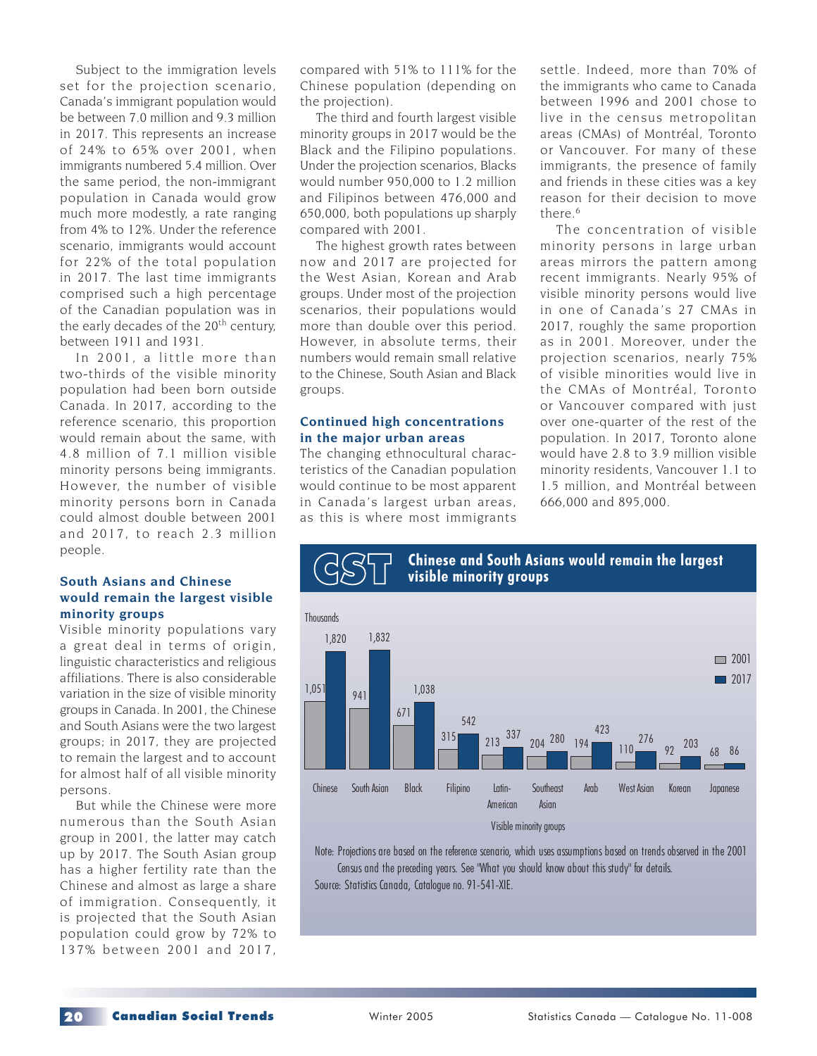Subject to the immigration levels set for the projection scenario, Canada's immigrant population would be between 7.0 million and 9.3 million in 2017. This represents an increase of 24% to 65% over 2001, when immigrants numbered 5.4 million. Over the same period, the non-immigrant population in Canada would grow much more modestly, a rate ranging from 4% to 12%. Under the reference scenario, immigrants would account for 22% of the total population in 2017. The last time immigrants comprised such a high percentage of the Canadian population was in the early decades of the 20th century, between 1911 and 1931.

In 2001, a little more than two-thirds of the visible minority population had been born outside Canada. In 2017, according to the reference scenario, this proportion would remain about the same, with 4.8 million of 7.1 million visible minority persons being immigrants. However, the number of visible minority persons born in Canada could almost double between 2001 and 2017, to reach 2.3 million people.

### South Asians and Chinese would remain the largest visible minority groups

Visible minority populations vary a great deal in terms of origin, linguistic characteristics and religious affiliations. There is also considerable variation in the size of visible minority groups in Canada. In 2001, the Chinese and South Asians were the two largest groups; in 2017, they are projected to remain the largest and to account for almost half of all visible minority persons.

But while the Chinese were more numerous than the South Asian group in 2001, the latter may catch up by 2017. The South Asian group has a higher fertility rate than the Chinese and almost as large a share of immigration. Consequently, it is projected that the South Asian population could grow by 72% to 137% between 2001 and 2017, compared with 51% to 111% for the Chinese population (depending on the projection).

The third and fourth largest visible minority groups in 2017 would be the Black and the Filipino populations. Under the projection scenarios, Blacks would number 950,000 to 1.2 million and Filipinos between 476,000 and 650,000, both populations up sharply compared with 2001.

The highest growth rates between now and 2017 are projected for the West Asian, Korean and Arab groups. Under most of the projection scenarios, their populations would more than double over this period. However, in absolute terms, their numbers would remain small relative to the Chinese, South Asian and Black groups.

### Continued high concentrations in the major urban areas

The changing ethnocultural characteristics of the Canadian population would continue to be most apparent in Canada's largest urban areas, as this is where most immigrants settle. Indeed, more than 70% of the immigrants who came to Canada between 1996 and 2001 chose to live in the census metropolitan areas (CMAs) of Montréal, Toronto or Vancouver. For many of these immigrants, the presence of family and friends in these cities was a key reason for their decision to move there.[6]

The concentration of visible minority persons in large urban areas mirrors the pattern among recent immigrants. Nearly 95% of visible minority persons would live in one of Canada's 27 CMAs in 2017, roughly the same proportion as in 2001. Moreover, under the projection scenarios, nearly 75% of visible minorities would live in the CMAs of Montréal, Toronto or Vancouver compared with just over one-quarter of the rest of the population. In 2017, Toronto alone would have 2.8 to 3.9 million visible minority residents, Vancouver 1.1 to 1.5 million, and Montréal between 666,000 and 895,000.

**CST Chinese and South Asians would remain the largest visible minority groups**

Thousands

2001
2017

Chinese 1,051 1,820
South Asian 941 1,832
Black 671 1,038
Filipino 315 542
Latin-American 213 337
Southeast Asian 204 280
Arab 194 423
West Asian 110 276
Korean 92 203
Japanese 68 86

Visible minority groups

Note: Projections are based on the reference scenario, which uses assumptions based on trends observed in the 2001 Census and the preceding years. See "What you should know about this study" for details.

Source: Statistics Canada, Catalogue no. 91-541-XIE.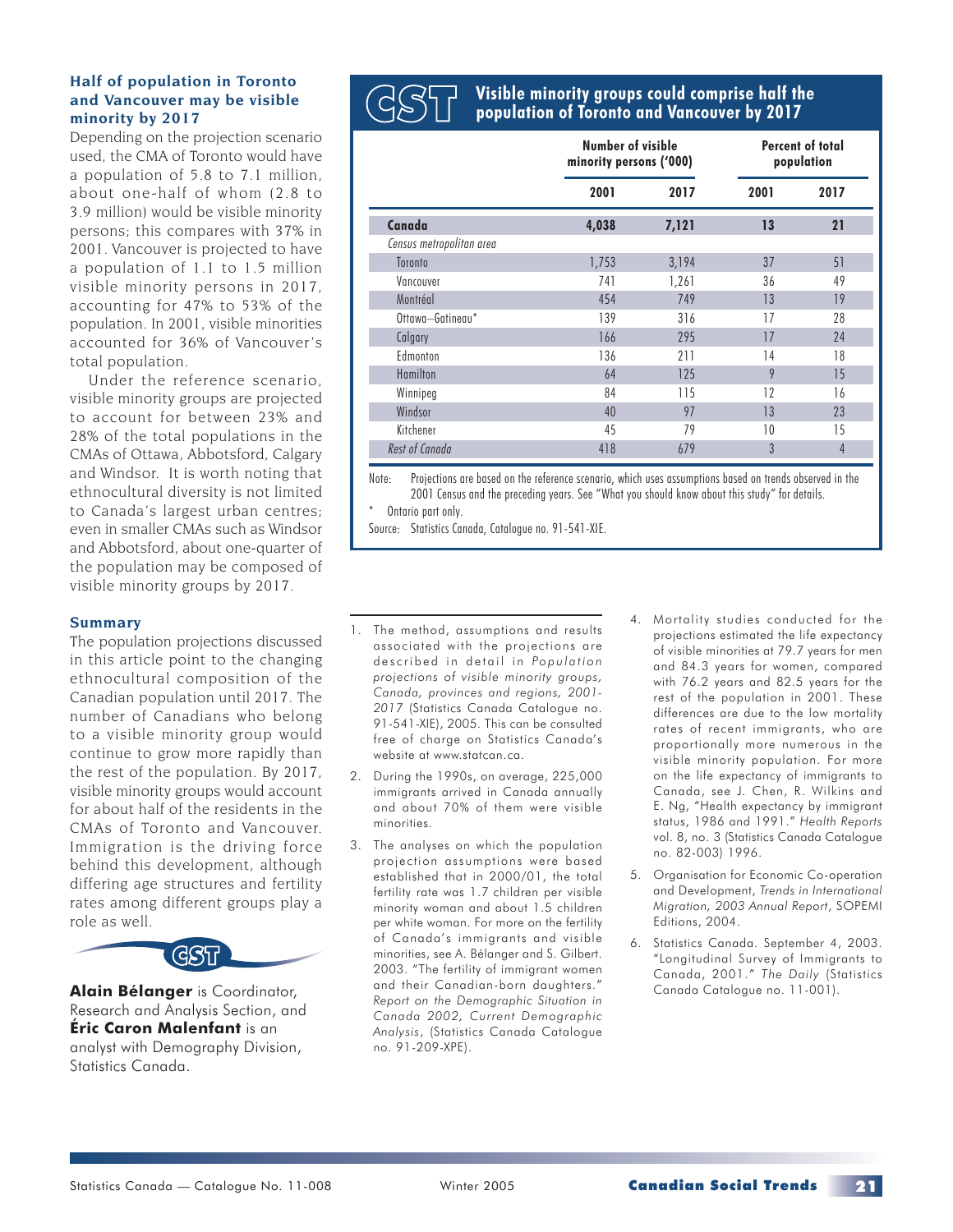### Half of population in Toronto and Vancouver may be visible minority by 2017

Depending on the projection scenario used, the CMA of Toronto would have a population of 5.8 to 7.1 million, about one-half of whom (2.8 to 3.9 million) would be visible minority persons; this compares with 37% in 2001. Vancouver is projected to have a population of 1.1 to 1.5 million visible minority persons in 2017, accounting for 47% to 53% of the population. In 2001, visible minorities accounted for 36% of Vancouver's total population.

Under the reference scenario, visible minority groups are projected to account for between 23% and 28% of the total populations in the CMAs of Ottawa, Abbotsford, Calgary and Windsor. It is worth noting that ethnocultural diversity is not limited to Canada's largest urban centres; even in smaller CMAs such as Windsor and Abbotsford, about one-quarter of the population may be composed of visible minority groups by 2017.

**Visible minority groups could comprise half the population of Toronto and Vancouver by 2017**

| | Number of visible minority persons ('000) | | Percent of total population | |
|---|---|---|---|---|
| | 2001 | 2017 | 2001 | 2017 |
| **Canada** | **4,038** | **7,121** | **13** | **21** |
| *Census metropolitan area* | | | | |
| Toronto | 1,753 | 3,194 | 37 | 51 |
| Vancouver | 741 | 1,261 | 36 | 49 |
| Montréal | 454 | 749 | 13 | 19 |
| Ottawa–Gatineau* | 139 | 316 | 17 | 28 |
| Calgary | 166 | 295 | 17 | 24 |
| Edmonton | 136 | 211 | 14 | 18 |
| Hamilton | 64 | 125 | 9 | 15 |
| Winnipeg | 84 | 115 | 12 | 16 |
| Windsor | 40 | 97 | 13 | 23 |
| Kitchener | 45 | 79 | 10 | 15 |
| *Rest of Canada* | 418 | 679 | 3 | 4 |

Note: Projections are based on the reference scenario, which uses assumptions based on trends observed in the 2001 Census and the preceding years. See "What you should know about this study" for details.

\* Ontario part only.

Source: Statistics Canada, Catalogue no. 91-541-XIE.

### Summary

The population projections discussed in this article point to the changing ethnocultural composition of the Canadian population until 2017. The number of Canadians who belong to a visible minority group would continue to grow more rapidly than the rest of the population. By 2017, visible minority groups would account for about half of the residents in the CMAs of Toronto and Vancouver. Immigration is the driving force behind this development, although differing age structures and fertility rates among different groups play a role as well.

**Alain Bélanger** is Coordinator, Research and Analysis Section, and **Éric Caron Malenfant** is an analyst with Demography Division, Statistics Canada.

---

1. The method, assumptions and results associated with the projections are described in detail in *Population projections of visible minority groups, Canada, provinces and regions, 2001-2017* (Statistics Canada Catalogue no. 91-541-XIE), 2005. This can be consulted free of charge on Statistics Canada's website at www.statcan.ca.
2. During the 1990s, on average, 225,000 immigrants arrived in Canada annually and about 70% of them were visible minorities.
3. The analyses on which the population projection assumptions were based established that in 2000/01, the total fertility rate was 1.7 children per visible minority woman and about 1.5 children per white woman. For more on the fertility of Canada's immigrants and visible minorities, see A. Bélanger and S. Gilbert. 2003. "The fertility of immigrant women and their Canadian-born daughters." *Report on the Demographic Situation in Canada 2002, Current Demographic Analysis*, (Statistics Canada Catalogue no. 91-209-XPE).
4. Mortality studies conducted for the projections estimated the life expectancy of visible minorities at 79.7 years for men and 84.3 years for women, compared with 76.2 years and 82.5 years for the rest of the population in 2001. These differences are due to the low mortality rates of recent immigrants, who are proportionally more numerous in the visible minority population. For more on the life expectancy of immigrants to Canada, see J. Chen, R. Wilkins and E. Ng, "Health expectancy by immigrant status, 1986 and 1991." *Health Reports* vol. 8, no. 3 (Statistics Canada Catalogue no. 82-003) 1996.
5. Organisation for Economic Co-operation and Development, *Trends in International Migration, 2003 Annual Report*, SOPEMI Editions, 2004.
6. Statistics Canada. September 4, 2003. "Longitudinal Survey of Immigrants to Canada, 2001." *The Daily* (Statistics Canada Catalogue no. 11-001).